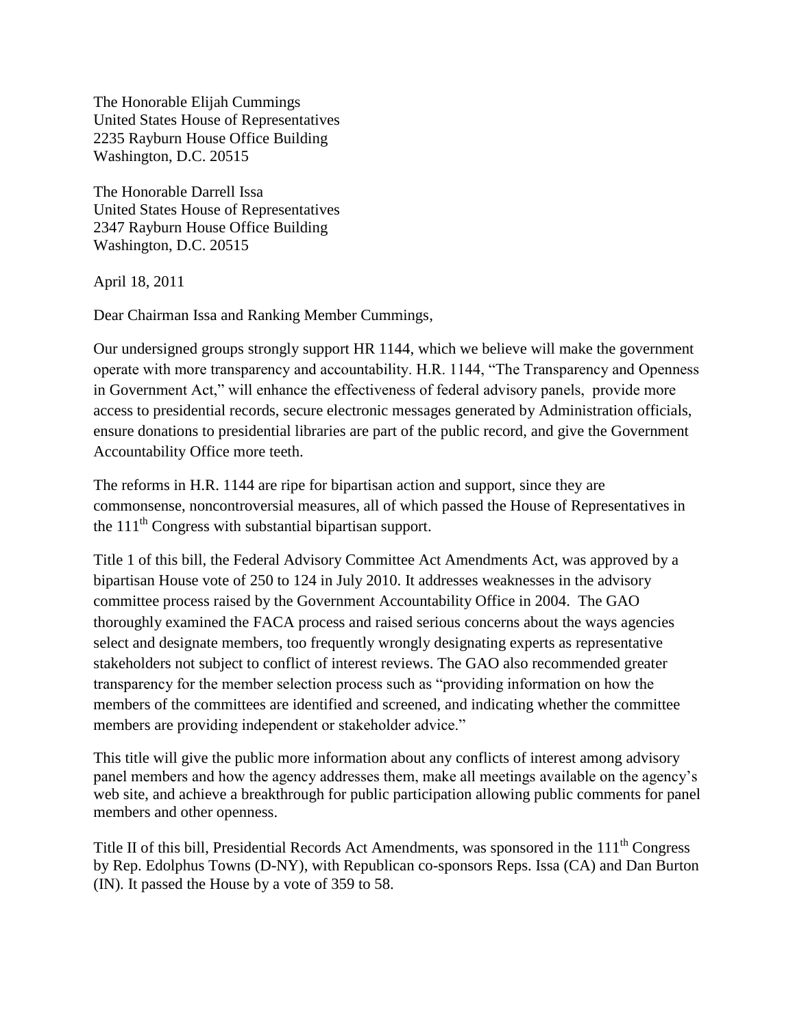The Honorable Elijah Cummings
United States House of Representatives
2235 Rayburn House Office Building
Washington, D.C. 20515

The Honorable Darrell Issa
United States House of Representatives
2347 Rayburn House Office Building
Washington, D.C. 20515

April 18, 2011

Dear Chairman Issa and Ranking Member Cummings,

Our undersigned groups strongly support HR 1144, which we believe will make the government operate with more transparency and accountability. H.R. 1144, "The Transparency and Openness in Government Act," will enhance the effectiveness of federal advisory panels, provide more access to presidential records, secure electronic messages generated by Administration officials, ensure donations to presidential libraries are part of the public record, and give the Government Accountability Office more teeth.

The reforms in H.R. 1144 are ripe for bipartisan action and support, since they are commonsense, noncontroversial measures, all of which passed the House of Representatives in the 111th Congress with substantial bipartisan support.

Title 1 of this bill, the Federal Advisory Committee Act Amendments Act, was approved by a bipartisan House vote of 250 to 124 in July 2010. It addresses weaknesses in the advisory committee process raised by the Government Accountability Office in 2004. The GAO thoroughly examined the FACA process and raised serious concerns about the ways agencies select and designate members, too frequently wrongly designating experts as representative stakeholders not subject to conflict of interest reviews. The GAO also recommended greater transparency for the member selection process such as "providing information on how the members of the committees are identified and screened, and indicating whether the committee members are providing independent or stakeholder advice."

This title will give the public more information about any conflicts of interest among advisory panel members and how the agency addresses them, make all meetings available on the agency's web site, and achieve a breakthrough for public participation allowing public comments for panel members and other openness.

Title II of this bill, Presidential Records Act Amendments, was sponsored in the 111th Congress by Rep. Edolphus Towns (D-NY), with Republican co-sponsors Reps. Issa (CA) and Dan Burton (IN). It passed the House by a vote of 359 to 58.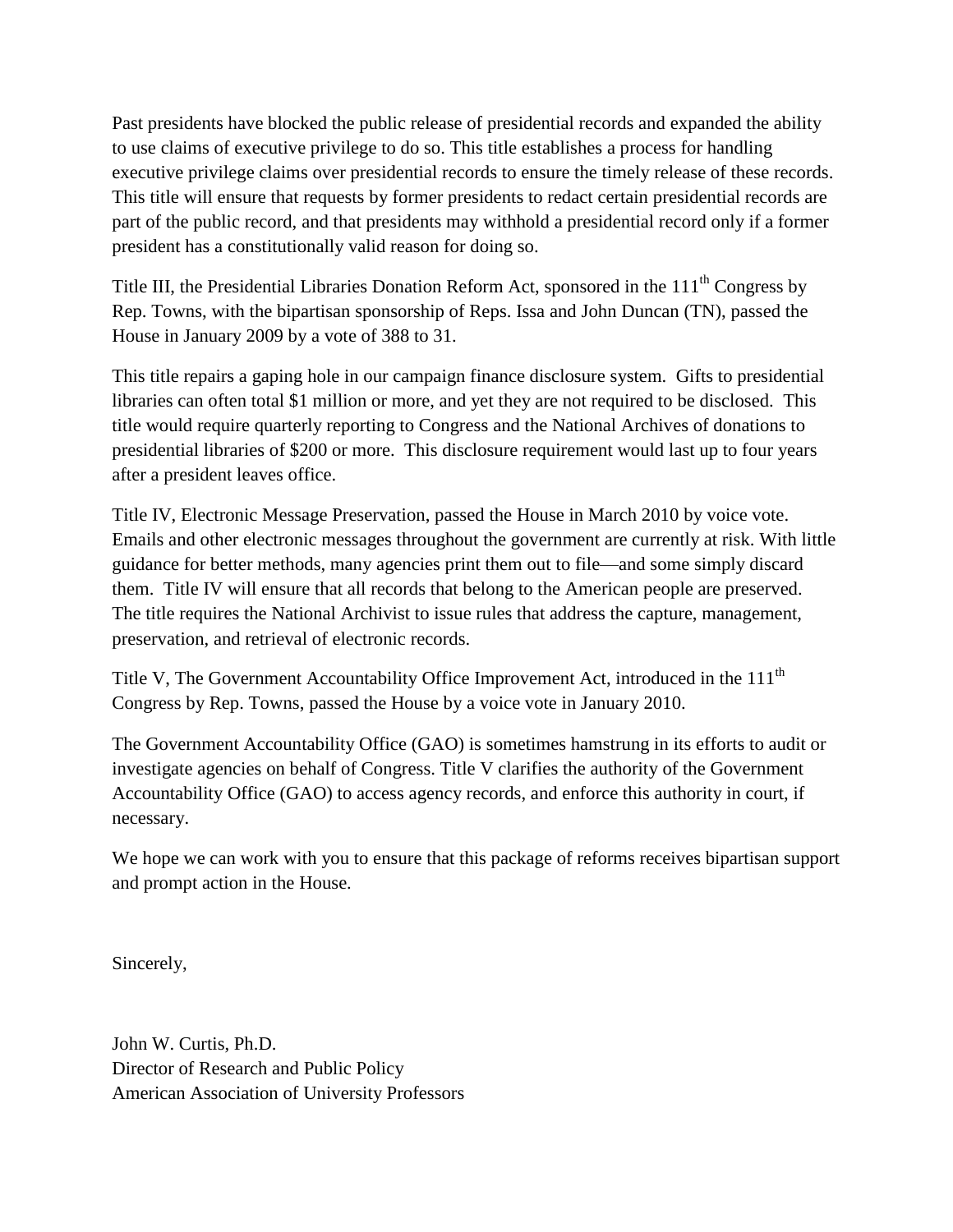Past presidents have blocked the public release of presidential records and expanded the ability to use claims of executive privilege to do so. This title establishes a process for handling executive privilege claims over presidential records to ensure the timely release of these records. This title will ensure that requests by former presidents to redact certain presidential records are part of the public record, and that presidents may withhold a presidential record only if a former president has a constitutionally valid reason for doing so.

Title III, the Presidential Libraries Donation Reform Act, sponsored in the 111th Congress by Rep. Towns, with the bipartisan sponsorship of Reps. Issa and John Duncan (TN), passed the House in January 2009 by a vote of 388 to 31.

This title repairs a gaping hole in our campaign finance disclosure system. Gifts to presidential libraries can often total $1 million or more, and yet they are not required to be disclosed. This title would require quarterly reporting to Congress and the National Archives of donations to presidential libraries of $200 or more. This disclosure requirement would last up to four years after a president leaves office.

Title IV, Electronic Message Preservation, passed the House in March 2010 by voice vote. Emails and other electronic messages throughout the government are currently at risk. With little guidance for better methods, many agencies print them out to file—and some simply discard them. Title IV will ensure that all records that belong to the American people are preserved. The title requires the National Archivist to issue rules that address the capture, management, preservation, and retrieval of electronic records.

Title V, The Government Accountability Office Improvement Act, introduced in the 111th Congress by Rep. Towns, passed the House by a voice vote in January 2010.

The Government Accountability Office (GAO) is sometimes hamstrung in its efforts to audit or investigate agencies on behalf of Congress. Title V clarifies the authority of the Government Accountability Office (GAO) to access agency records, and enforce this authority in court, if necessary.

We hope we can work with you to ensure that this package of reforms receives bipartisan support and prompt action in the House.

Sincerely,

John W. Curtis, Ph.D.
Director of Research and Public Policy
American Association of University Professors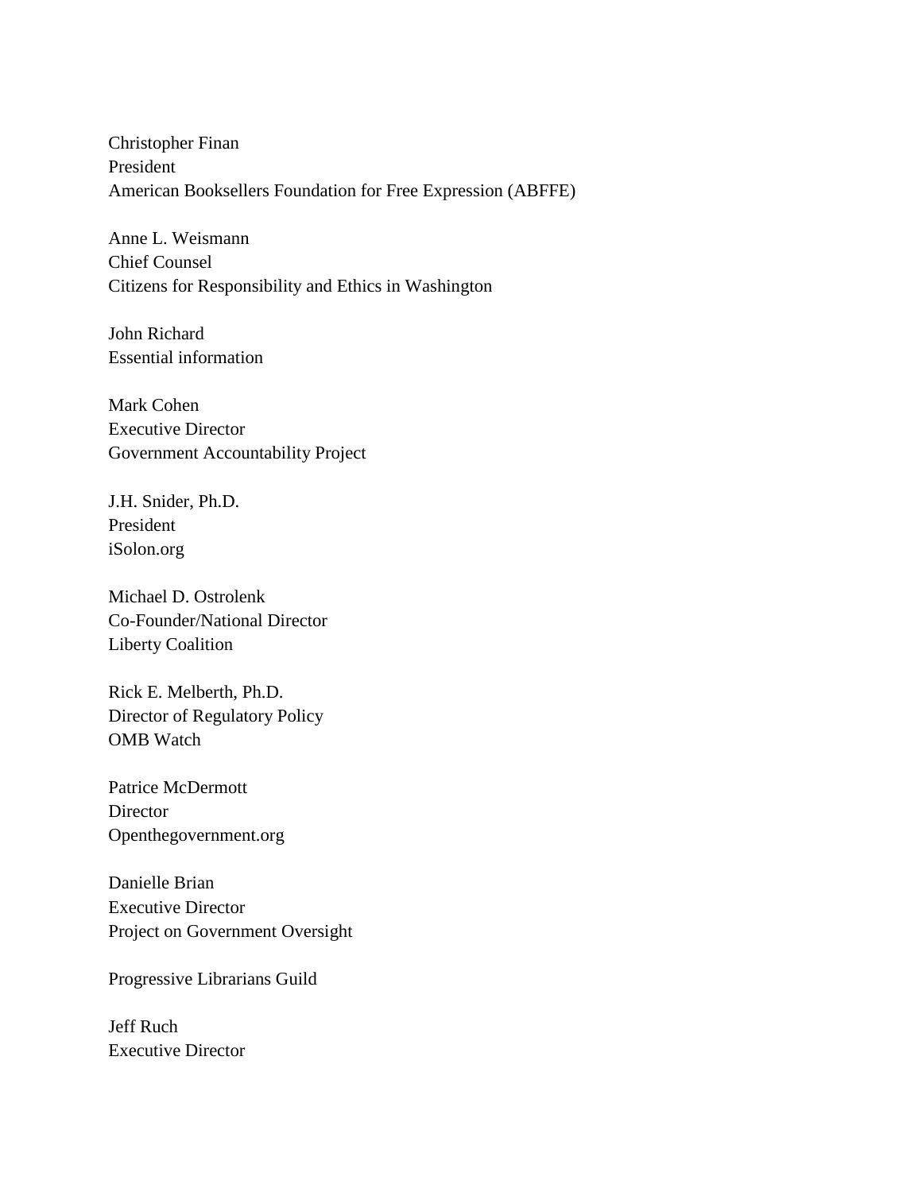Christopher Finan
President
American Booksellers Foundation for Free Expression (ABFFE)

Anne L. Weismann
Chief Counsel
Citizens for Responsibility and Ethics in Washington

John Richard
Essential information

Mark Cohen
Executive Director
Government Accountability Project

J.H. Snider, Ph.D.
President
iSolon.org

Michael D. Ostrolenk
Co-Founder/National Director
Liberty Coalition

Rick E. Melberth, Ph.D.
Director of Regulatory Policy
OMB Watch

Patrice McDermott
Director
Openthegovernment.org

Danielle Brian
Executive Director
Project on Government Oversight

Progressive Librarians Guild

Jeff Ruch
Executive Director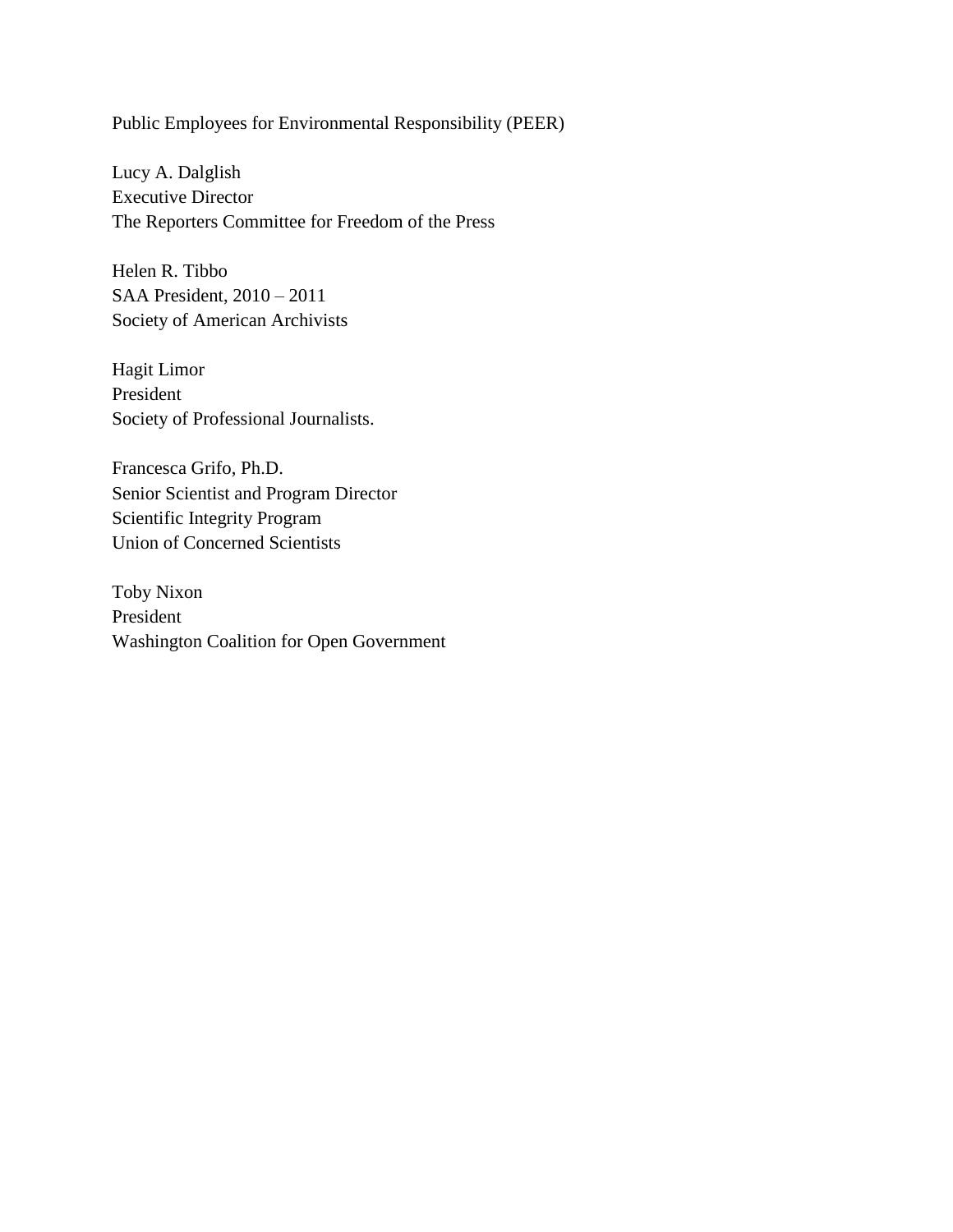Public Employees for Environmental Responsibility (PEER)

Lucy A. Dalglish
Executive Director
The Reporters Committee for Freedom of the Press

Helen R. Tibbo
SAA President, 2010 – 2011
Society of American Archivists

Hagit Limor
President
Society of Professional Journalists.

Francesca Grifo, Ph.D.
Senior Scientist and Program Director
Scientific Integrity Program
Union of Concerned Scientists

Toby Nixon
President
Washington Coalition for Open Government